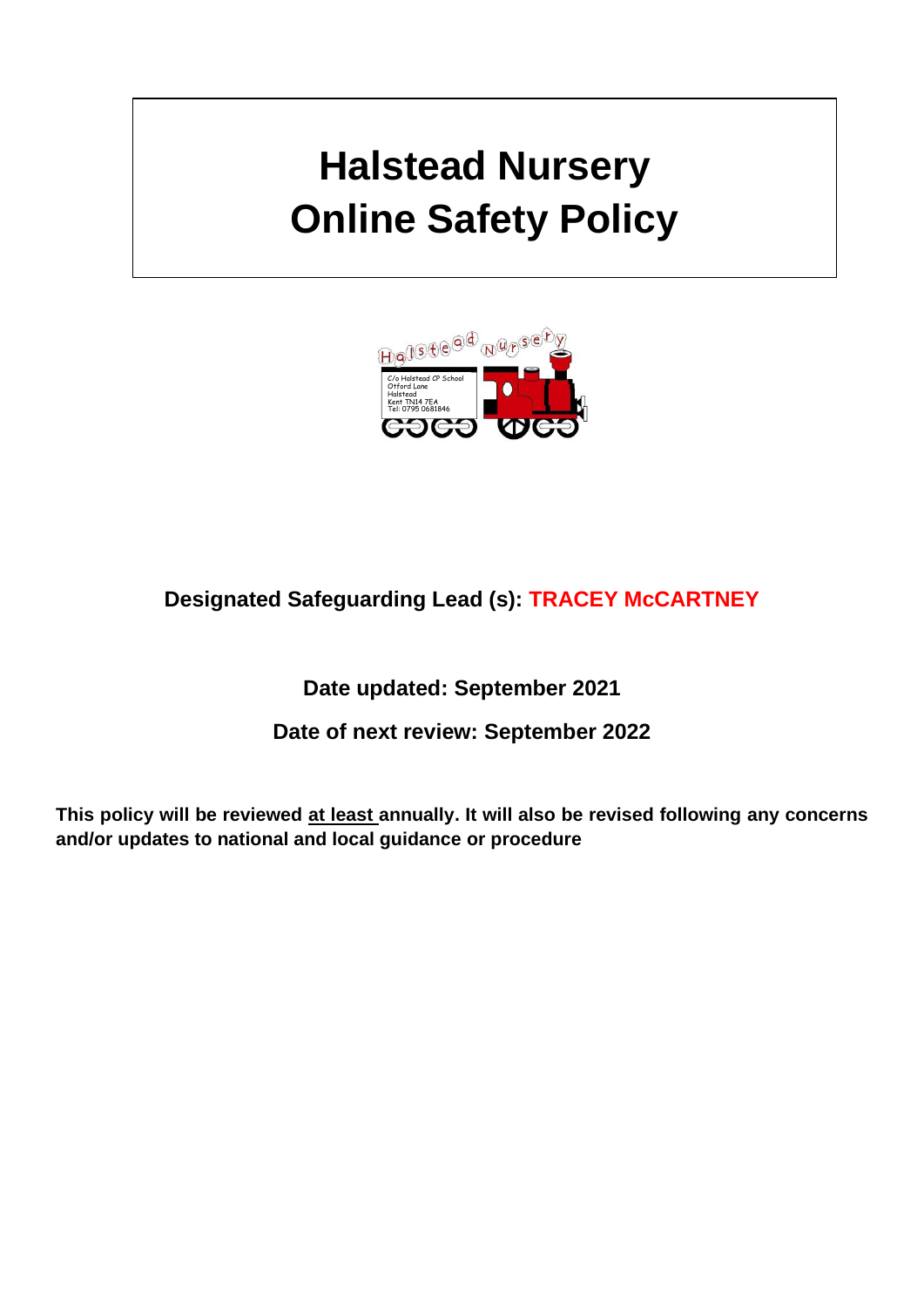# Halstead Nursery
# Online Safety Policy

**Designated Safeguarding Lead (s): TRACEY McCARTNEY**

**Date updated: September 2021**

**Date of next review: September 2022**

**This policy will be reviewed at least annually. It will also be revised following any concerns and/or updates to national and local guidance or procedure**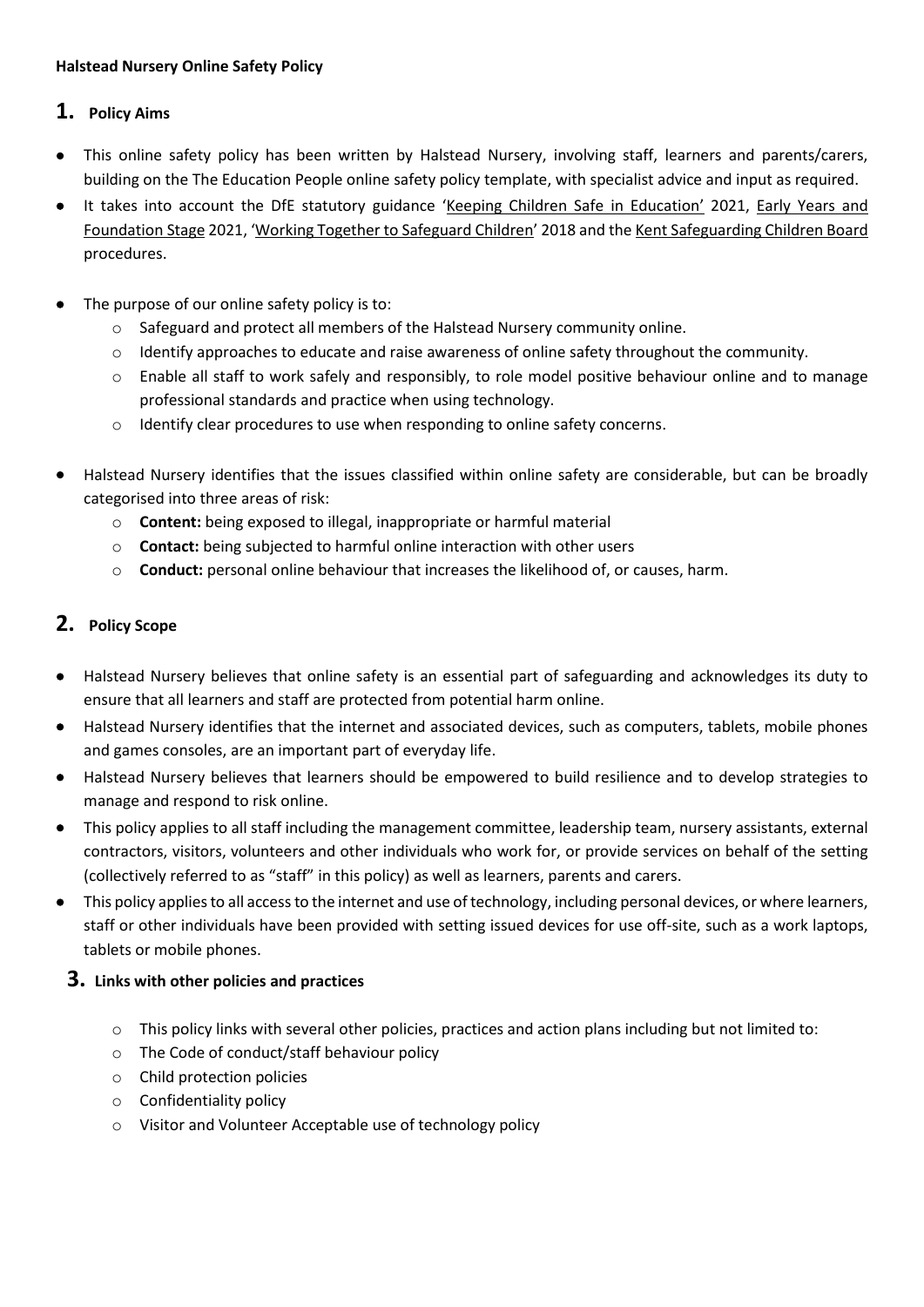**Halstead Nursery Online Safety Policy**

## 1. Policy Aims

- This online safety policy has been written by Halstead Nursery, involving staff, learners and parents/carers, building on the The Education People online safety policy template, with specialist advice and input as required.
- It takes into account the DfE statutory guidance 'Keeping Children Safe in Education' 2021, Early Years and Foundation Stage 2021, 'Working Together to Safeguard Children' 2018 and the Kent Safeguarding Children Board procedures.
- The purpose of our online safety policy is to:
  - Safeguard and protect all members of the Halstead Nursery community online.
  - Identify approaches to educate and raise awareness of online safety throughout the community.
  - Enable all staff to work safely and responsibly, to role model positive behaviour online and to manage professional standards and practice when using technology.
  - Identify clear procedures to use when responding to online safety concerns.
- Halstead Nursery identifies that the issues classified within online safety are considerable, but can be broadly categorised into three areas of risk:
  - **Content:** being exposed to illegal, inappropriate or harmful material
  - **Contact:** being subjected to harmful online interaction with other users
  - **Conduct:** personal online behaviour that increases the likelihood of, or causes, harm.

## 2. Policy Scope

- Halstead Nursery believes that online safety is an essential part of safeguarding and acknowledges its duty to ensure that all learners and staff are protected from potential harm online.
- Halstead Nursery identifies that the internet and associated devices, such as computers, tablets, mobile phones and games consoles, are an important part of everyday life.
- Halstead Nursery believes that learners should be empowered to build resilience and to develop strategies to manage and respond to risk online.
- This policy applies to all staff including the management committee, leadership team, nursery assistants, external contractors, visitors, volunteers and other individuals who work for, or provide services on behalf of the setting (collectively referred to as "staff" in this policy) as well as learners, parents and carers.
- This policy applies to all access to the internet and use of technology, including personal devices, or where learners, staff or other individuals have been provided with setting issued devices for use off-site, such as a work laptops, tablets or mobile phones.

## 3. Links with other policies and practices

- This policy links with several other policies, practices and action plans including but not limited to:
- The Code of conduct/staff behaviour policy
- Child protection policies
- Confidentiality policy
- Visitor and Volunteer Acceptable use of technology policy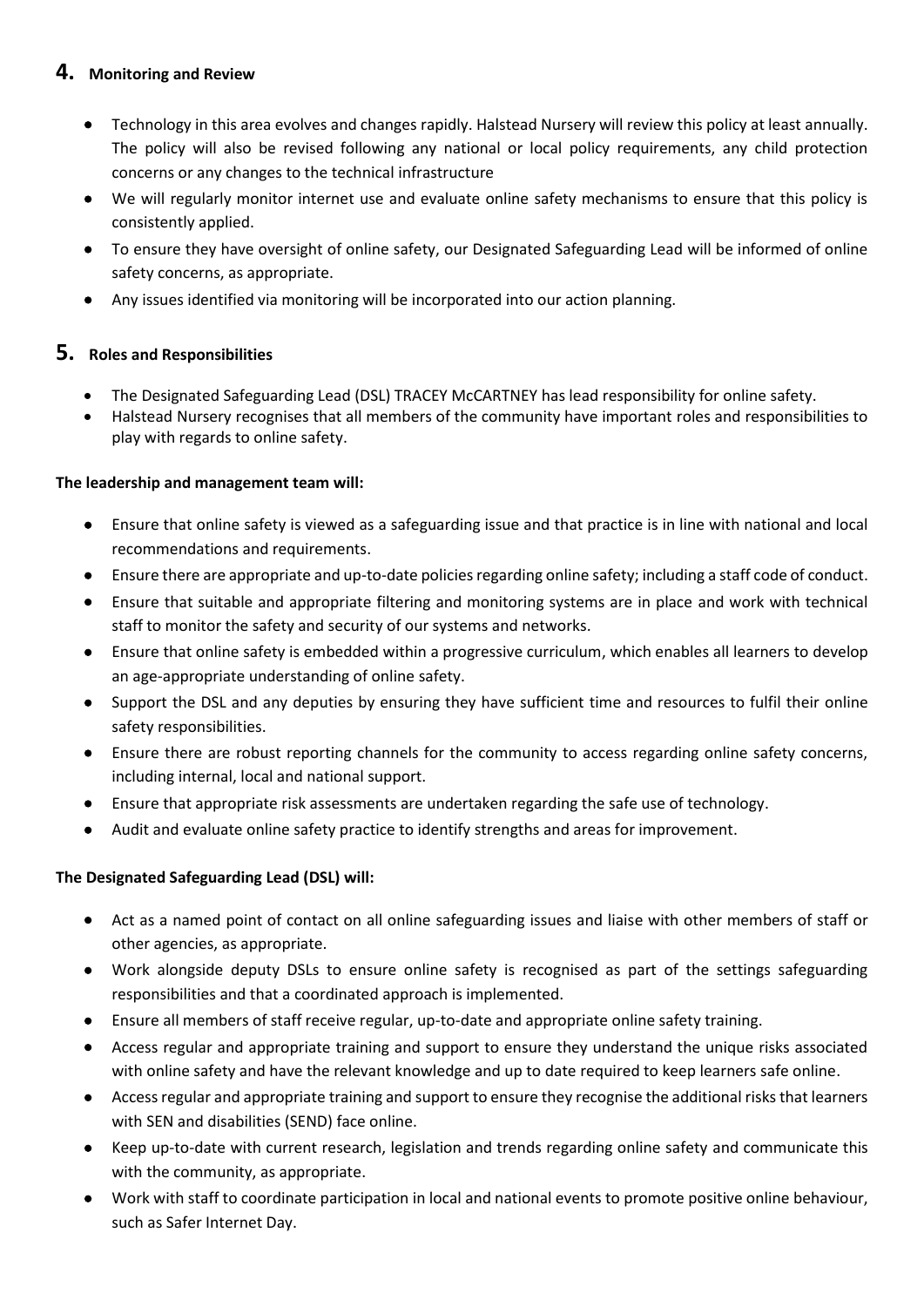## 4. Monitoring and Review

- Technology in this area evolves and changes rapidly. Halstead Nursery will review this policy at least annually. The policy will also be revised following any national or local policy requirements, any child protection concerns or any changes to the technical infrastructure
- We will regularly monitor internet use and evaluate online safety mechanisms to ensure that this policy is consistently applied.
- To ensure they have oversight of online safety, our Designated Safeguarding Lead will be informed of online safety concerns, as appropriate.
- Any issues identified via monitoring will be incorporated into our action planning.

## 5. Roles and Responsibilities

- The Designated Safeguarding Lead (DSL) TRACEY McCARTNEY has lead responsibility for online safety.
- Halstead Nursery recognises that all members of the community have important roles and responsibilities to play with regards to online safety.

**The leadership and management team will:**

- Ensure that online safety is viewed as a safeguarding issue and that practice is in line with national and local recommendations and requirements.
- Ensure there are appropriate and up-to-date policies regarding online safety; including a staff code of conduct.
- Ensure that suitable and appropriate filtering and monitoring systems are in place and work with technical staff to monitor the safety and security of our systems and networks.
- Ensure that online safety is embedded within a progressive curriculum, which enables all learners to develop an age-appropriate understanding of online safety.
- Support the DSL and any deputies by ensuring they have sufficient time and resources to fulfil their online safety responsibilities.
- Ensure there are robust reporting channels for the community to access regarding online safety concerns, including internal, local and national support.
- Ensure that appropriate risk assessments are undertaken regarding the safe use of technology.
- Audit and evaluate online safety practice to identify strengths and areas for improvement.

**The Designated Safeguarding Lead (DSL) will:**

- Act as a named point of contact on all online safeguarding issues and liaise with other members of staff or other agencies, as appropriate.
- Work alongside deputy DSLs to ensure online safety is recognised as part of the settings safeguarding responsibilities and that a coordinated approach is implemented.
- Ensure all members of staff receive regular, up-to-date and appropriate online safety training.
- Access regular and appropriate training and support to ensure they understand the unique risks associated with online safety and have the relevant knowledge and up to date required to keep learners safe online.
- Access regular and appropriate training and support to ensure they recognise the additional risks that learners with SEN and disabilities (SEND) face online.
- Keep up-to-date with current research, legislation and trends regarding online safety and communicate this with the community, as appropriate.
- Work with staff to coordinate participation in local and national events to promote positive online behaviour, such as Safer Internet Day.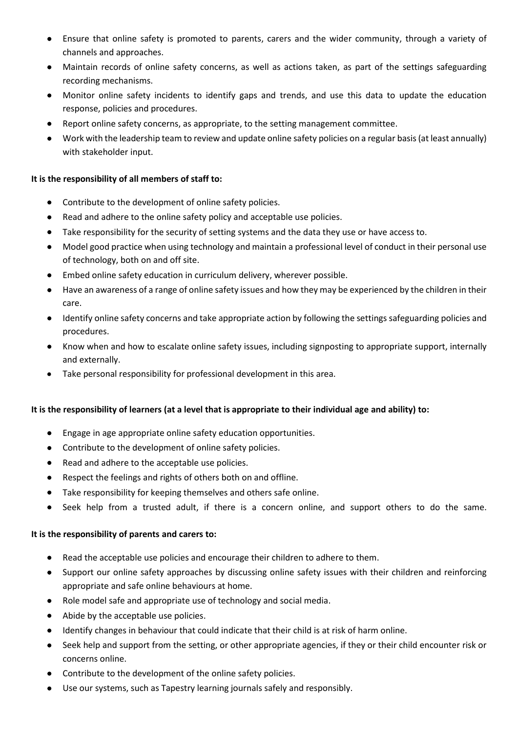- Ensure that online safety is promoted to parents, carers and the wider community, through a variety of channels and approaches.
- Maintain records of online safety concerns, as well as actions taken, as part of the settings safeguarding recording mechanisms.
- Monitor online safety incidents to identify gaps and trends, and use this data to update the education response, policies and procedures.
- Report online safety concerns, as appropriate, to the setting management committee.
- Work with the leadership team to review and update online safety policies on a regular basis (at least annually) with stakeholder input.

**It is the responsibility of all members of staff to:**

- Contribute to the development of online safety policies.
- Read and adhere to the online safety policy and acceptable use policies.
- Take responsibility for the security of setting systems and the data they use or have access to.
- Model good practice when using technology and maintain a professional level of conduct in their personal use of technology, both on and off site.
- Embed online safety education in curriculum delivery, wherever possible.
- Have an awareness of a range of online safety issues and how they may be experienced by the children in their care.
- Identify online safety concerns and take appropriate action by following the settings safeguarding policies and procedures.
- Know when and how to escalate online safety issues, including signposting to appropriate support, internally and externally.
- Take personal responsibility for professional development in this area.

**It is the responsibility of learners (at a level that is appropriate to their individual age and ability) to:**

- Engage in age appropriate online safety education opportunities.
- Contribute to the development of online safety policies.
- Read and adhere to the acceptable use policies.
- Respect the feelings and rights of others both on and offline.
- Take responsibility for keeping themselves and others safe online.
- Seek help from a trusted adult, if there is a concern online, and support others to do the same.

**It is the responsibility of parents and carers to:**

- Read the acceptable use policies and encourage their children to adhere to them.
- Support our online safety approaches by discussing online safety issues with their children and reinforcing appropriate and safe online behaviours at home.
- Role model safe and appropriate use of technology and social media.
- Abide by the acceptable use policies.
- Identify changes in behaviour that could indicate that their child is at risk of harm online.
- Seek help and support from the setting, or other appropriate agencies, if they or their child encounter risk or concerns online.
- Contribute to the development of the online safety policies.
- Use our systems, such as Tapestry learning journals safely and responsibly.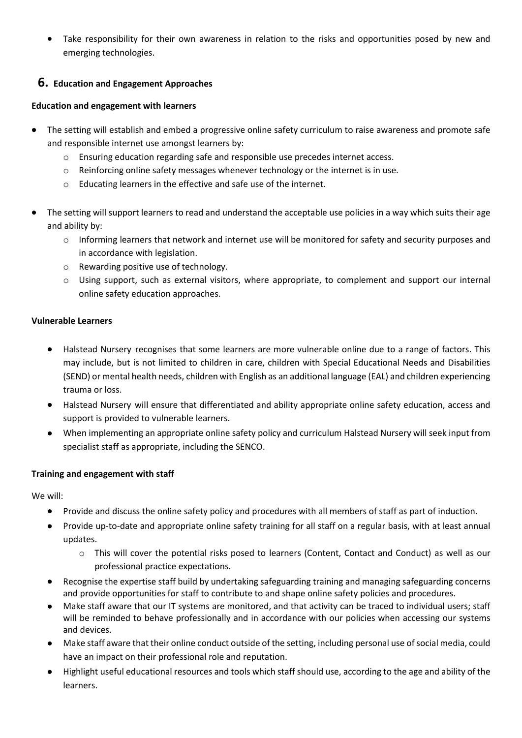- Take responsibility for their own awareness in relation to the risks and opportunities posed by new and emerging technologies.

## 6. Education and Engagement Approaches

**Education and engagement with learners**

- The setting will establish and embed a progressive online safety curriculum to raise awareness and promote safe and responsible internet use amongst learners by:
  - Ensuring education regarding safe and responsible use precedes internet access.
  - Reinforcing online safety messages whenever technology or the internet is in use.
  - Educating learners in the effective and safe use of the internet.
- The setting will support learners to read and understand the acceptable use policies in a way which suits their age and ability by:
  - Informing learners that network and internet use will be monitored for safety and security purposes and in accordance with legislation.
  - Rewarding positive use of technology.
  - Using support, such as external visitors, where appropriate, to complement and support our internal online safety education approaches.

**Vulnerable Learners**

- Halstead Nursery recognises that some learners are more vulnerable online due to a range of factors. This may include, but is not limited to children in care, children with Special Educational Needs and Disabilities (SEND) or mental health needs, children with English as an additional language (EAL) and children experiencing trauma or loss.
- Halstead Nursery will ensure that differentiated and ability appropriate online safety education, access and support is provided to vulnerable learners.
- When implementing an appropriate online safety policy and curriculum Halstead Nursery will seek input from specialist staff as appropriate, including the SENCO.

**Training and engagement with staff**

We will:

- Provide and discuss the online safety policy and procedures with all members of staff as part of induction.
- Provide up-to-date and appropriate online safety training for all staff on a regular basis, with at least annual updates.
  - This will cover the potential risks posed to learners (Content, Contact and Conduct) as well as our professional practice expectations.
- Recognise the expertise staff build by undertaking safeguarding training and managing safeguarding concerns and provide opportunities for staff to contribute to and shape online safety policies and procedures.
- Make staff aware that our IT systems are monitored, and that activity can be traced to individual users; staff will be reminded to behave professionally and in accordance with our policies when accessing our systems and devices.
- Make staff aware that their online conduct outside of the setting, including personal use of social media, could have an impact on their professional role and reputation.
- Highlight useful educational resources and tools which staff should use, according to the age and ability of the learners.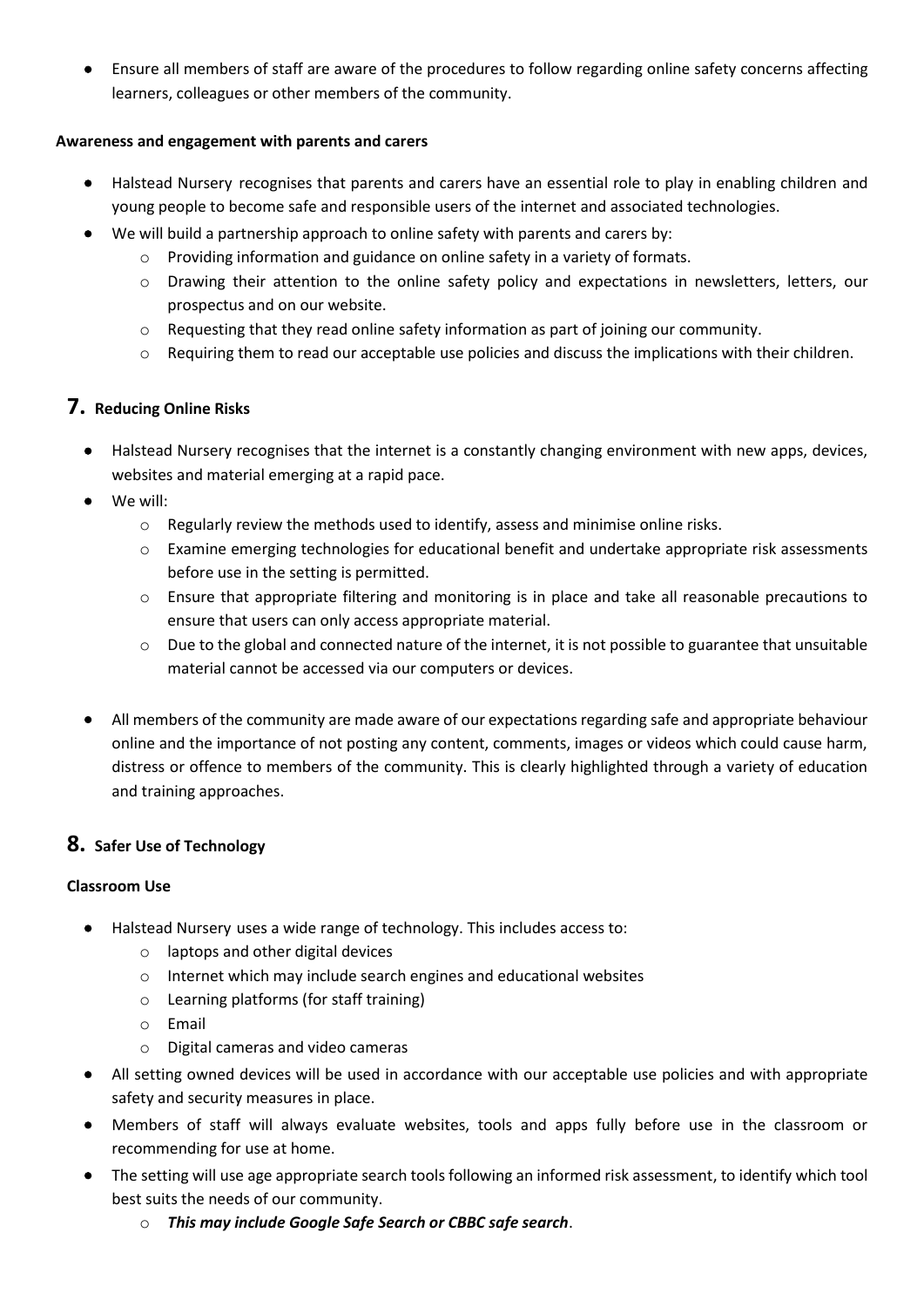- Ensure all members of staff are aware of the procedures to follow regarding online safety concerns affecting learners, colleagues or other members of the community.

**Awareness and engagement with parents and carers**

- Halstead Nursery recognises that parents and carers have an essential role to play in enabling children and young people to become safe and responsible users of the internet and associated technologies.
- We will build a partnership approach to online safety with parents and carers by:
  - Providing information and guidance on online safety in a variety of formats.
  - Drawing their attention to the online safety policy and expectations in newsletters, letters, our prospectus and on our website.
  - Requesting that they read online safety information as part of joining our community.
  - Requiring them to read our acceptable use policies and discuss the implications with their children.

## 7. Reducing Online Risks

- Halstead Nursery recognises that the internet is a constantly changing environment with new apps, devices, websites and material emerging at a rapid pace.
- We will:
  - Regularly review the methods used to identify, assess and minimise online risks.
  - Examine emerging technologies for educational benefit and undertake appropriate risk assessments before use in the setting is permitted.
  - Ensure that appropriate filtering and monitoring is in place and take all reasonable precautions to ensure that users can only access appropriate material.
  - Due to the global and connected nature of the internet, it is not possible to guarantee that unsuitable material cannot be accessed via our computers or devices.

- All members of the community are made aware of our expectations regarding safe and appropriate behaviour online and the importance of not posting any content, comments, images or videos which could cause harm, distress or offence to members of the community. This is clearly highlighted through a variety of education and training approaches.

## 8. Safer Use of Technology

**Classroom Use**

- Halstead Nursery uses a wide range of technology. This includes access to:
  - laptops and other digital devices
  - Internet which may include search engines and educational websites
  - Learning platforms (for staff training)
  - Email
  - Digital cameras and video cameras
- All setting owned devices will be used in accordance with our acceptable use policies and with appropriate safety and security measures in place.
- Members of staff will always evaluate websites, tools and apps fully before use in the classroom or recommending for use at home.
- The setting will use age appropriate search tools following an informed risk assessment, to identify which tool best suits the needs of our community.
  - ***This may include Google Safe Search or CBBC safe search***.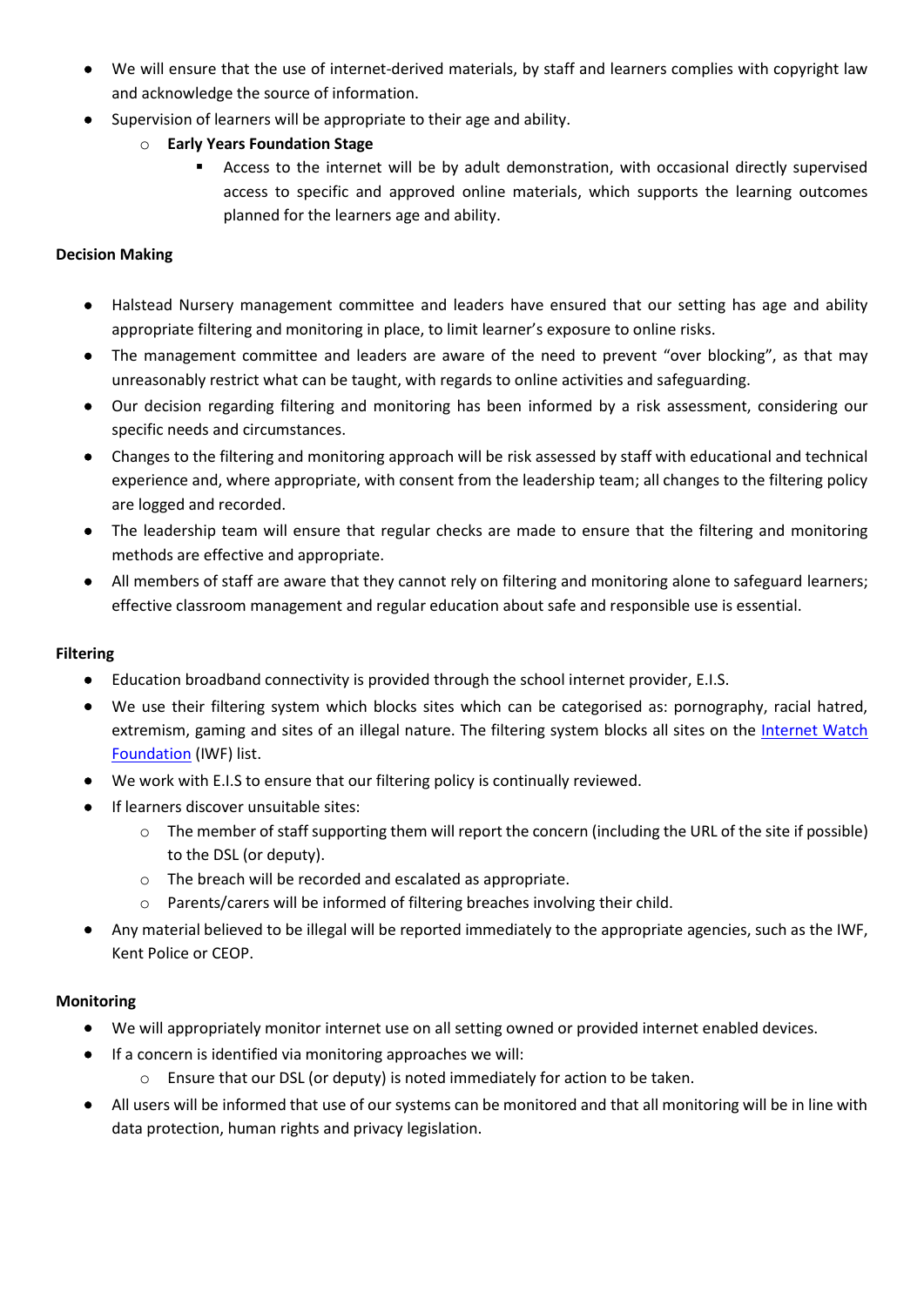- We will ensure that the use of internet-derived materials, by staff and learners complies with copyright law and acknowledge the source of information.
- Supervision of learners will be appropriate to their age and ability.
  - **Early Years Foundation Stage**
    - Access to the internet will be by adult demonstration, with occasional directly supervised access to specific and approved online materials, which supports the learning outcomes planned for the learners age and ability.

**Decision Making**

- Halstead Nursery management committee and leaders have ensured that our setting has age and ability appropriate filtering and monitoring in place, to limit learner's exposure to online risks.
- The management committee and leaders are aware of the need to prevent "over blocking", as that may unreasonably restrict what can be taught, with regards to online activities and safeguarding.
- Our decision regarding filtering and monitoring has been informed by a risk assessment, considering our specific needs and circumstances.
- Changes to the filtering and monitoring approach will be risk assessed by staff with educational and technical experience and, where appropriate, with consent from the leadership team; all changes to the filtering policy are logged and recorded.
- The leadership team will ensure that regular checks are made to ensure that the filtering and monitoring methods are effective and appropriate.
- All members of staff are aware that they cannot rely on filtering and monitoring alone to safeguard learners; effective classroom management and regular education about safe and responsible use is essential.

**Filtering**

- Education broadband connectivity is provided through the school internet provider, E.I.S.
- We use their filtering system which blocks sites which can be categorised as: pornography, racial hatred, extremism, gaming and sites of an illegal nature. The filtering system blocks all sites on the [Internet Watch Foundation](Internet Watch Foundation) (IWF) list.
- We work with E.I.S to ensure that our filtering policy is continually reviewed.
- If learners discover unsuitable sites:
  - The member of staff supporting them will report the concern (including the URL of the site if possible) to the DSL (or deputy).
  - The breach will be recorded and escalated as appropriate.
  - Parents/carers will be informed of filtering breaches involving their child.
- Any material believed to be illegal will be reported immediately to the appropriate agencies, such as the IWF, Kent Police or CEOP.

**Monitoring**

- We will appropriately monitor internet use on all setting owned or provided internet enabled devices.
- If a concern is identified via monitoring approaches we will:
  - Ensure that our DSL (or deputy) is noted immediately for action to be taken.
- All users will be informed that use of our systems can be monitored and that all monitoring will be in line with data protection, human rights and privacy legislation.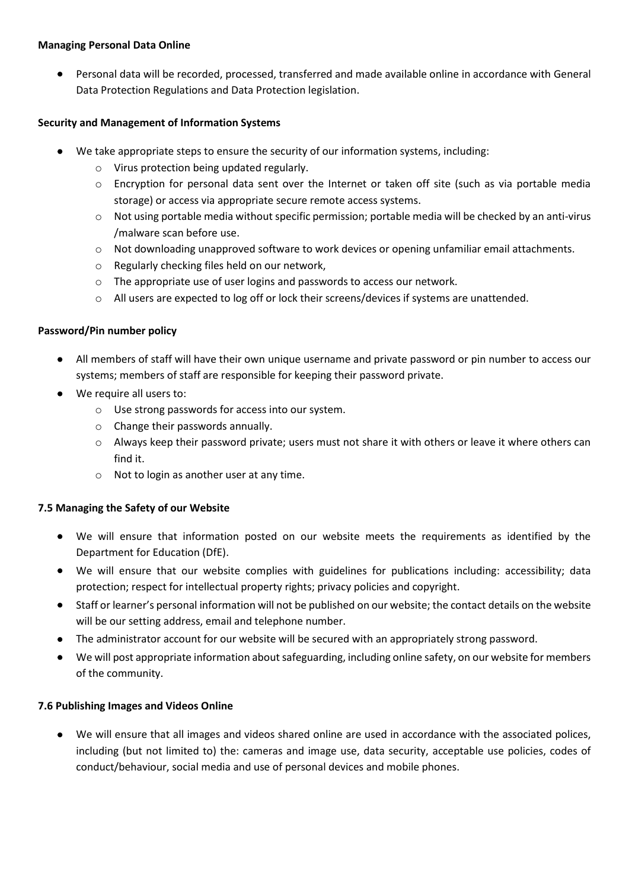**Managing Personal Data Online**

- Personal data will be recorded, processed, transferred and made available online in accordance with General Data Protection Regulations and Data Protection legislation.

**Security and Management of Information Systems**

- We take appropriate steps to ensure the security of our information systems, including:
    - Virus protection being updated regularly.
    - Encryption for personal data sent over the Internet or taken off site (such as via portable media storage) or access via appropriate secure remote access systems.
    - Not using portable media without specific permission; portable media will be checked by an anti-virus /malware scan before use.
    - Not downloading unapproved software to work devices or opening unfamiliar email attachments.
    - Regularly checking files held on our network,
    - The appropriate use of user logins and passwords to access our network.
    - All users are expected to log off or lock their screens/devices if systems are unattended.

**Password/Pin number policy**

- All members of staff will have their own unique username and private password or pin number to access our systems; members of staff are responsible for keeping their password private.
- We require all users to:
    - Use strong passwords for access into our system.
    - Change their passwords annually.
    - Always keep their password private; users must not share it with others or leave it where others can find it.
    - Not to login as another user at any time.

**7.5 Managing the Safety of our Website**

- We will ensure that information posted on our website meets the requirements as identified by the Department for Education (DfE).
- We will ensure that our website complies with guidelines for publications including: accessibility; data protection; respect for intellectual property rights; privacy policies and copyright.
- Staff or learner's personal information will not be published on our website; the contact details on the website will be our setting address, email and telephone number.
- The administrator account for our website will be secured with an appropriately strong password.
- We will post appropriate information about safeguarding, including online safety, on our website for members of the community.

**7.6 Publishing Images and Videos Online**

- We will ensure that all images and videos shared online are used in accordance with the associated polices, including (but not limited to) the: cameras and image use, data security, acceptable use policies, codes of conduct/behaviour, social media and use of personal devices and mobile phones.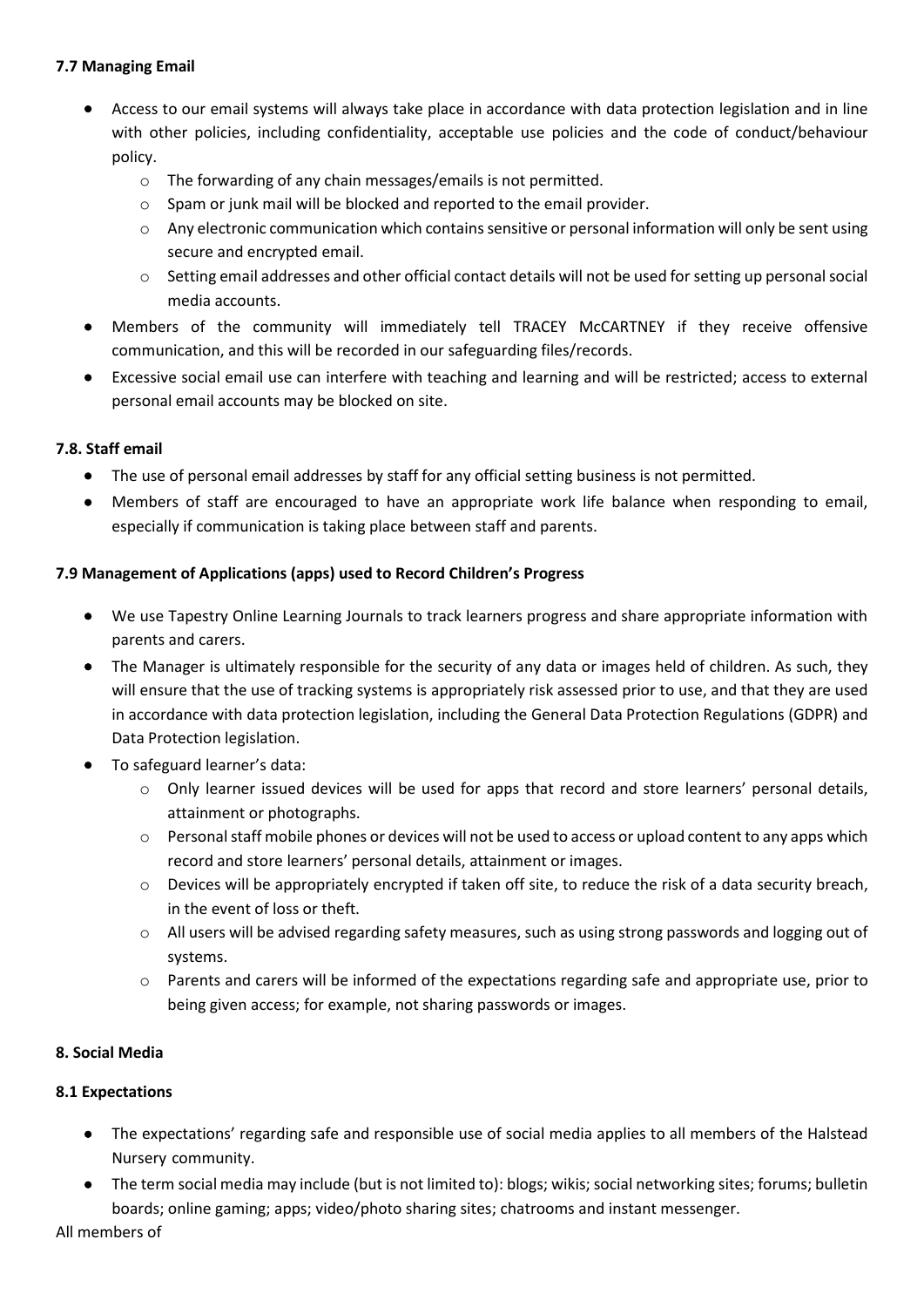#### 7.7 Managing Email

- Access to our email systems will always take place in accordance with data protection legislation and in line with other policies, including confidentiality, acceptable use policies and the code of conduct/behaviour policy.
  - The forwarding of any chain messages/emails is not permitted.
  - Spam or junk mail will be blocked and reported to the email provider.
  - Any electronic communication which contains sensitive or personal information will only be sent using secure and encrypted email.
  - Setting email addresses and other official contact details will not be used for setting up personal social media accounts.
- Members of the community will immediately tell TRACEY McCARTNEY if they receive offensive communication, and this will be recorded in our safeguarding files/records.
- Excessive social email use can interfere with teaching and learning and will be restricted; access to external personal email accounts may be blocked on site.

#### 7.8. Staff email

- The use of personal email addresses by staff for any official setting business is not permitted.
- Members of staff are encouraged to have an appropriate work life balance when responding to email, especially if communication is taking place between staff and parents.

#### 7.9 Management of Applications (apps) used to Record Children's Progress

- We use Tapestry Online Learning Journals to track learners progress and share appropriate information with parents and carers.
- The Manager is ultimately responsible for the security of any data or images held of children. As such, they will ensure that the use of tracking systems is appropriately risk assessed prior to use, and that they are used in accordance with data protection legislation, including the General Data Protection Regulations (GDPR) and Data Protection legislation.
- To safeguard learner's data:
  - Only learner issued devices will be used for apps that record and store learners' personal details, attainment or photographs.
  - Personal staff mobile phones or devices will not be used to access or upload content to any apps which record and store learners' personal details, attainment or images.
  - Devices will be appropriately encrypted if taken off site, to reduce the risk of a data security breach, in the event of loss or theft.
  - All users will be advised regarding safety measures, such as using strong passwords and logging out of systems.
  - Parents and carers will be informed of the expectations regarding safe and appropriate use, prior to being given access; for example, not sharing passwords or images.

### 8. Social Media

#### 8.1 Expectations

- The expectations' regarding safe and responsible use of social media applies to all members of the Halstead Nursery community.
- The term social media may include (but is not limited to): blogs; wikis; social networking sites; forums; bulletin boards; online gaming; apps; video/photo sharing sites; chatrooms and instant messenger.

All members of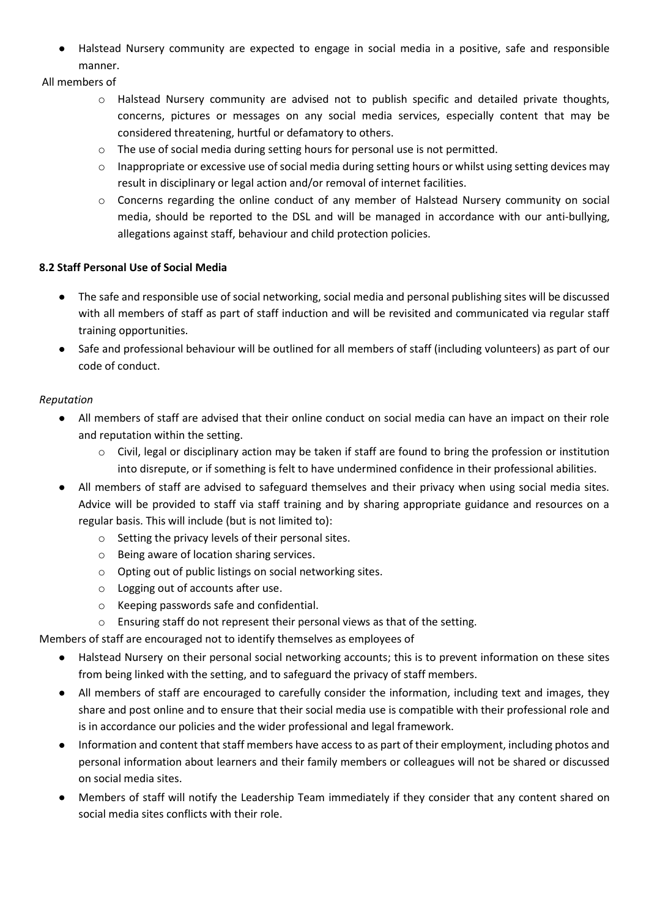- Halstead Nursery community are expected to engage in social media in a positive, safe and responsible manner.

All members of

- Halstead Nursery community are advised not to publish specific and detailed private thoughts, concerns, pictures or messages on any social media services, especially content that may be considered threatening, hurtful or defamatory to others.
- The use of social media during setting hours for personal use is not permitted.
- Inappropriate or excessive use of social media during setting hours or whilst using setting devices may result in disciplinary or legal action and/or removal of internet facilities.
- Concerns regarding the online conduct of any member of Halstead Nursery community on social media, should be reported to the DSL and will be managed in accordance with our anti-bullying, allegations against staff, behaviour and child protection policies.

**8.2 Staff Personal Use of Social Media**

- The safe and responsible use of social networking, social media and personal publishing sites will be discussed with all members of staff as part of staff induction and will be revisited and communicated via regular staff training opportunities.
- Safe and professional behaviour will be outlined for all members of staff (including volunteers) as part of our code of conduct.

*Reputation*

- All members of staff are advised that their online conduct on social media can have an impact on their role and reputation within the setting.
  - Civil, legal or disciplinary action may be taken if staff are found to bring the profession or institution into disrepute, or if something is felt to have undermined confidence in their professional abilities.
- All members of staff are advised to safeguard themselves and their privacy when using social media sites. Advice will be provided to staff via staff training and by sharing appropriate guidance and resources on a regular basis. This will include (but is not limited to):
  - Setting the privacy levels of their personal sites.
  - Being aware of location sharing services.
  - Opting out of public listings on social networking sites.
  - Logging out of accounts after use.
  - Keeping passwords safe and confidential.
  - Ensuring staff do not represent their personal views as that of the setting.

Members of staff are encouraged not to identify themselves as employees of

- Halstead Nursery on their personal social networking accounts; this is to prevent information on these sites from being linked with the setting, and to safeguard the privacy of staff members.
- All members of staff are encouraged to carefully consider the information, including text and images, they share and post online and to ensure that their social media use is compatible with their professional role and is in accordance our policies and the wider professional and legal framework.
- Information and content that staff members have access to as part of their employment, including photos and personal information about learners and their family members or colleagues will not be shared or discussed on social media sites.
- Members of staff will notify the Leadership Team immediately if they consider that any content shared on social media sites conflicts with their role.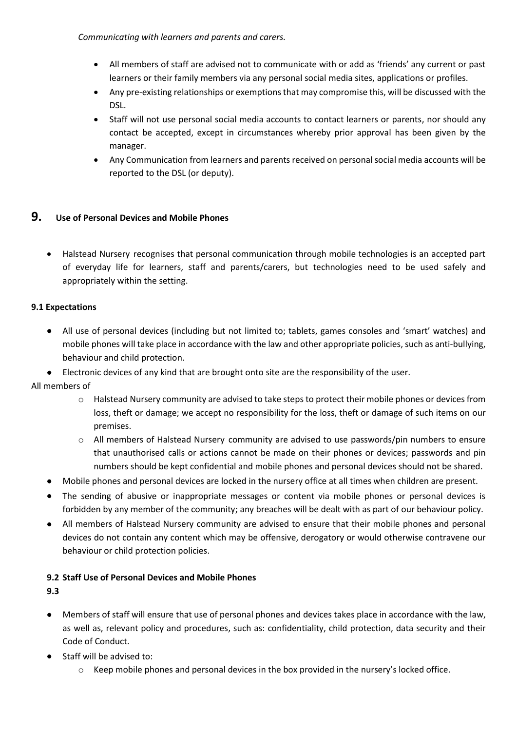*Communicating with learners and parents and carers.*

- All members of staff are advised not to communicate with or add as 'friends' any current or past learners or their family members via any personal social media sites, applications or profiles.
- Any pre-existing relationships or exemptions that may compromise this, will be discussed with the DSL.
- Staff will not use personal social media accounts to contact learners or parents, nor should any contact be accepted, except in circumstances whereby prior approval has been given by the manager.
- Any Communication from learners and parents received on personal social media accounts will be reported to the DSL (or deputy).

## 9. Use of Personal Devices and Mobile Phones

- Halstead Nursery recognises that personal communication through mobile technologies is an accepted part of everyday life for learners, staff and parents/carers, but technologies need to be used safely and appropriately within the setting.

### 9.1 Expectations

- All use of personal devices (including but not limited to; tablets, games consoles and 'smart' watches) and mobile phones will take place in accordance with the law and other appropriate policies, such as anti-bullying, behaviour and child protection.
- Electronic devices of any kind that are brought onto site are the responsibility of the user.

All members of

- Halstead Nursery community are advised to take steps to protect their mobile phones or devices from loss, theft or damage; we accept no responsibility for the loss, theft or damage of such items on our premises.
- All members of Halstead Nursery community are advised to use passwords/pin numbers to ensure that unauthorised calls or actions cannot be made on their phones or devices; passwords and pin numbers should be kept confidential and mobile phones and personal devices should not be shared.

- Mobile phones and personal devices are locked in the nursery office at all times when children are present.
- The sending of abusive or inappropriate messages or content via mobile phones or personal devices is forbidden by any member of the community; any breaches will be dealt with as part of our behaviour policy.
- All members of Halstead Nursery community are advised to ensure that their mobile phones and personal devices do not contain any content which may be offensive, derogatory or would otherwise contravene our behaviour or child protection policies.

### 9.2 Staff Use of Personal Devices and Mobile Phones

### 9.3

- Members of staff will ensure that use of personal phones and devices takes place in accordance with the law, as well as, relevant policy and procedures, such as: confidentiality, child protection, data security and their Code of Conduct.
- Staff will be advised to:
  - Keep mobile phones and personal devices in the box provided in the nursery's locked office.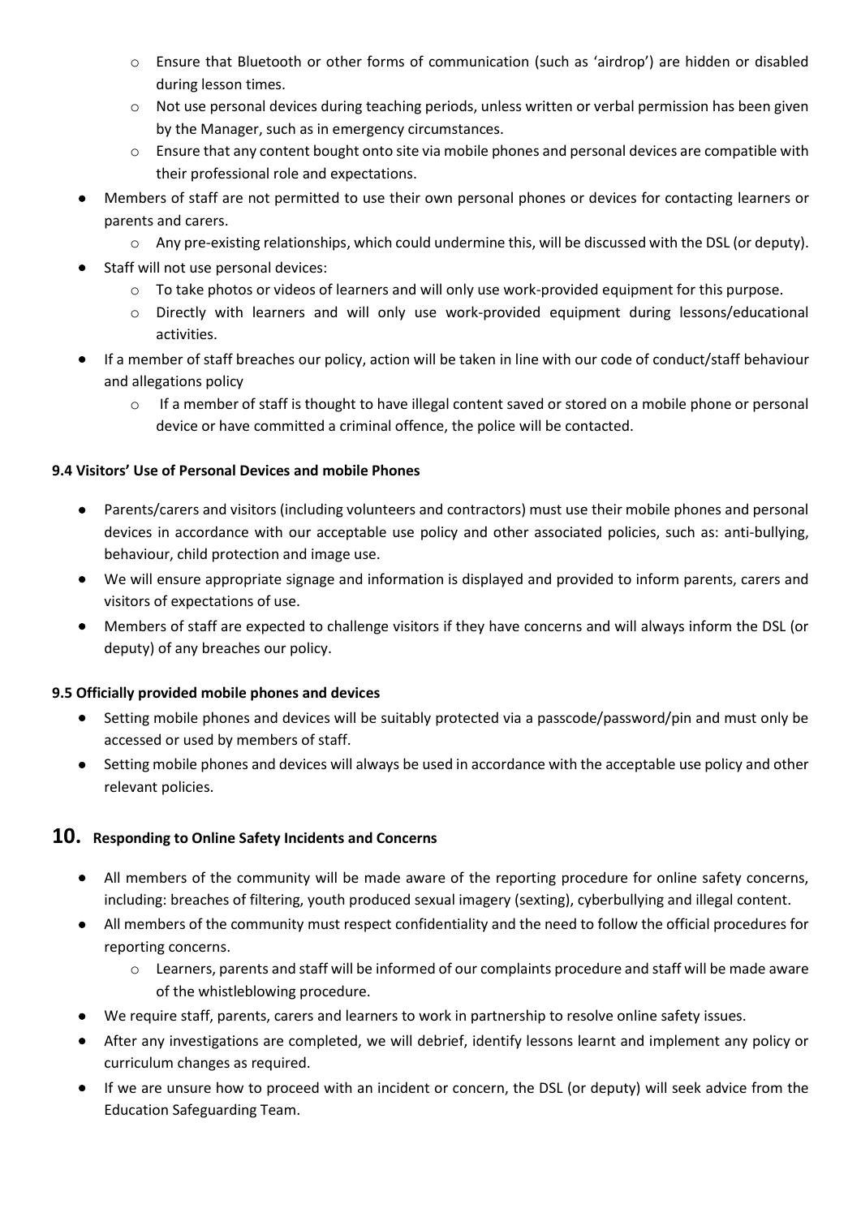- Ensure that Bluetooth or other forms of communication (such as 'airdrop') are hidden or disabled during lesson times.
  - Not use personal devices during teaching periods, unless written or verbal permission has been given by the Manager, such as in emergency circumstances.
  - Ensure that any content bought onto site via mobile phones and personal devices are compatible with their professional role and expectations.
- Members of staff are not permitted to use their own personal phones or devices for contacting learners or parents and carers.
  - Any pre-existing relationships, which could undermine this, will be discussed with the DSL (or deputy).
- Staff will not use personal devices:
  - To take photos or videos of learners and will only use work-provided equipment for this purpose.
  - Directly with learners and will only use work-provided equipment during lessons/educational activities.
- If a member of staff breaches our policy, action will be taken in line with our code of conduct/staff behaviour and allegations policy
  - If a member of staff is thought to have illegal content saved or stored on a mobile phone or personal device or have committed a criminal offence, the police will be contacted.

**9.4 Visitors' Use of Personal Devices and mobile Phones**

- Parents/carers and visitors (including volunteers and contractors) must use their mobile phones and personal devices in accordance with our acceptable use policy and other associated policies, such as: anti-bullying, behaviour, child protection and image use.
- We will ensure appropriate signage and information is displayed and provided to inform parents, carers and visitors of expectations of use.
- Members of staff are expected to challenge visitors if they have concerns and will always inform the DSL (or deputy) of any breaches our policy.

**9.5 Officially provided mobile phones and devices**

- Setting mobile phones and devices will be suitably protected via a passcode/password/pin and must only be accessed or used by members of staff.
- Setting mobile phones and devices will always be used in accordance with the acceptable use policy and other relevant policies.

## 10. Responding to Online Safety Incidents and Concerns

- All members of the community will be made aware of the reporting procedure for online safety concerns, including: breaches of filtering, youth produced sexual imagery (sexting), cyberbullying and illegal content.
- All members of the community must respect confidentiality and the need to follow the official procedures for reporting concerns.
  - Learners, parents and staff will be informed of our complaints procedure and staff will be made aware of the whistleblowing procedure.
- We require staff, parents, carers and learners to work in partnership to resolve online safety issues.
- After any investigations are completed, we will debrief, identify lessons learnt and implement any policy or curriculum changes as required.
- If we are unsure how to proceed with an incident or concern, the DSL (or deputy) will seek advice from the Education Safeguarding Team.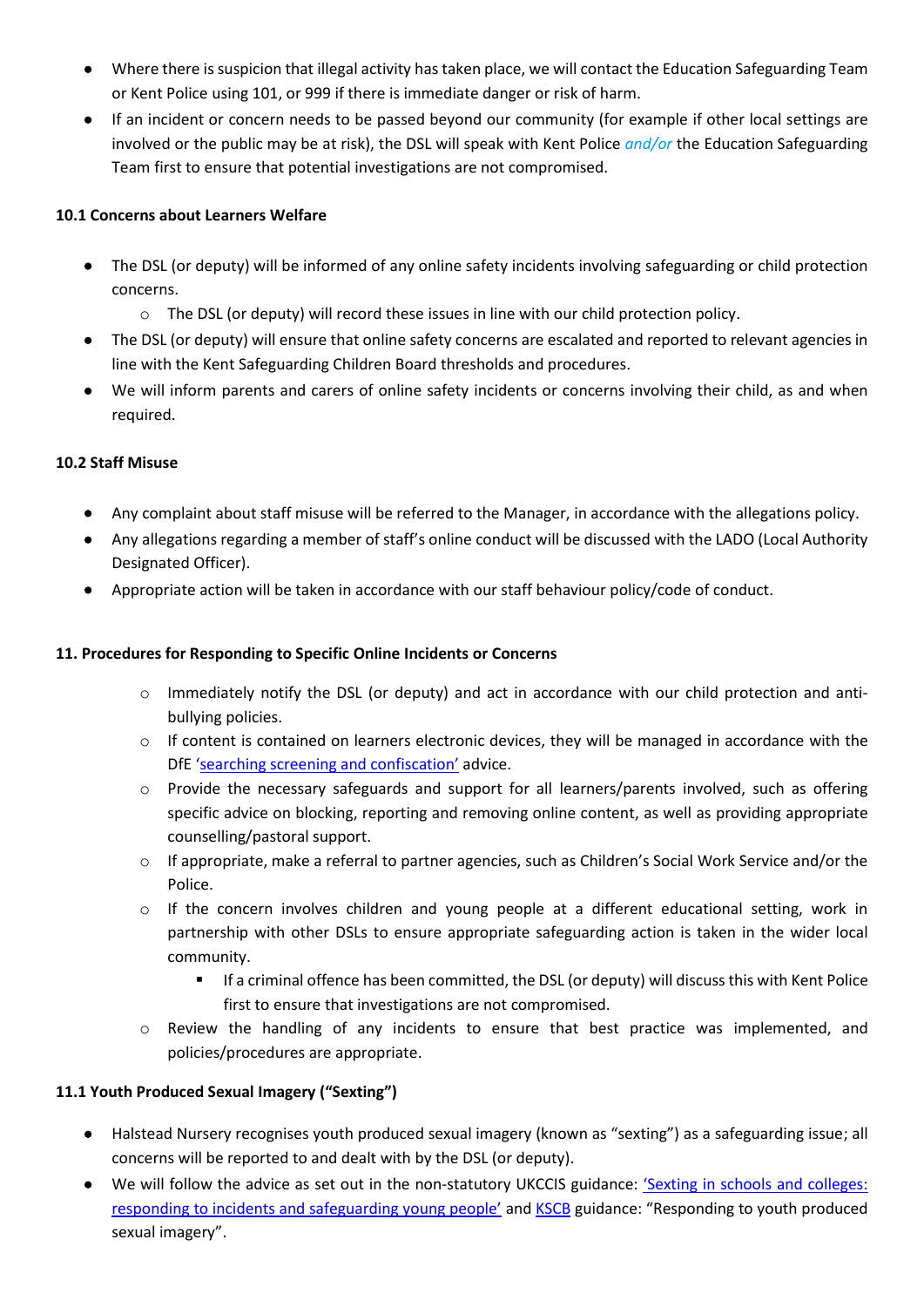- Where there is suspicion that illegal activity has taken place, we will contact the Education Safeguarding Team or Kent Police using 101, or 999 if there is immediate danger or risk of harm.
- If an incident or concern needs to be passed beyond our community (for example if other local settings are involved or the public may be at risk), the DSL will speak with Kent Police *and/or* the Education Safeguarding Team first to ensure that potential investigations are not compromised.

**10.1 Concerns about Learners Welfare**

- The DSL (or deputy) will be informed of any online safety incidents involving safeguarding or child protection concerns.
    - The DSL (or deputy) will record these issues in line with our child protection policy.
- The DSL (or deputy) will ensure that online safety concerns are escalated and reported to relevant agencies in line with the Kent Safeguarding Children Board thresholds and procedures.
- We will inform parents and carers of online safety incidents or concerns involving their child, as and when required.

**10.2 Staff Misuse**

- Any complaint about staff misuse will be referred to the Manager, in accordance with the allegations policy.
- Any allegations regarding a member of staff's online conduct will be discussed with the LADO (Local Authority Designated Officer).
- Appropriate action will be taken in accordance with our staff behaviour policy/code of conduct.

**11. Procedures for Responding to Specific Online Incidents or Concerns**

- Immediately notify the DSL (or deputy) and act in accordance with our child protection and anti-bullying policies.
- If content is contained on learners electronic devices, they will be managed in accordance with the DfE '[searching screening and confiscation'](searching screening and confiscation) advice.
- Provide the necessary safeguards and support for all learners/parents involved, such as offering specific advice on blocking, reporting and removing online content, as well as providing appropriate counselling/pastoral support.
- If appropriate, make a referral to partner agencies, such as Children's Social Work Service and/or the Police.
- If the concern involves children and young people at a different educational setting, work in partnership with other DSLs to ensure appropriate safeguarding action is taken in the wider local community.
    - If a criminal offence has been committed, the DSL (or deputy) will discuss this with Kent Police first to ensure that investigations are not compromised.
- Review the handling of any incidents to ensure that best practice was implemented, and policies/procedures are appropriate.

**11.1 Youth Produced Sexual Imagery ("Sexting")**

- Halstead Nursery recognises youth produced sexual imagery (known as "sexting") as a safeguarding issue; all concerns will be reported to and dealt with by the DSL (or deputy).
- We will follow the advice as set out in the non-statutory UKCCIS guidance: 'Sexting in schools and colleges: responding to incidents and safeguarding young people' and KSCB guidance: "Responding to youth produced sexual imagery".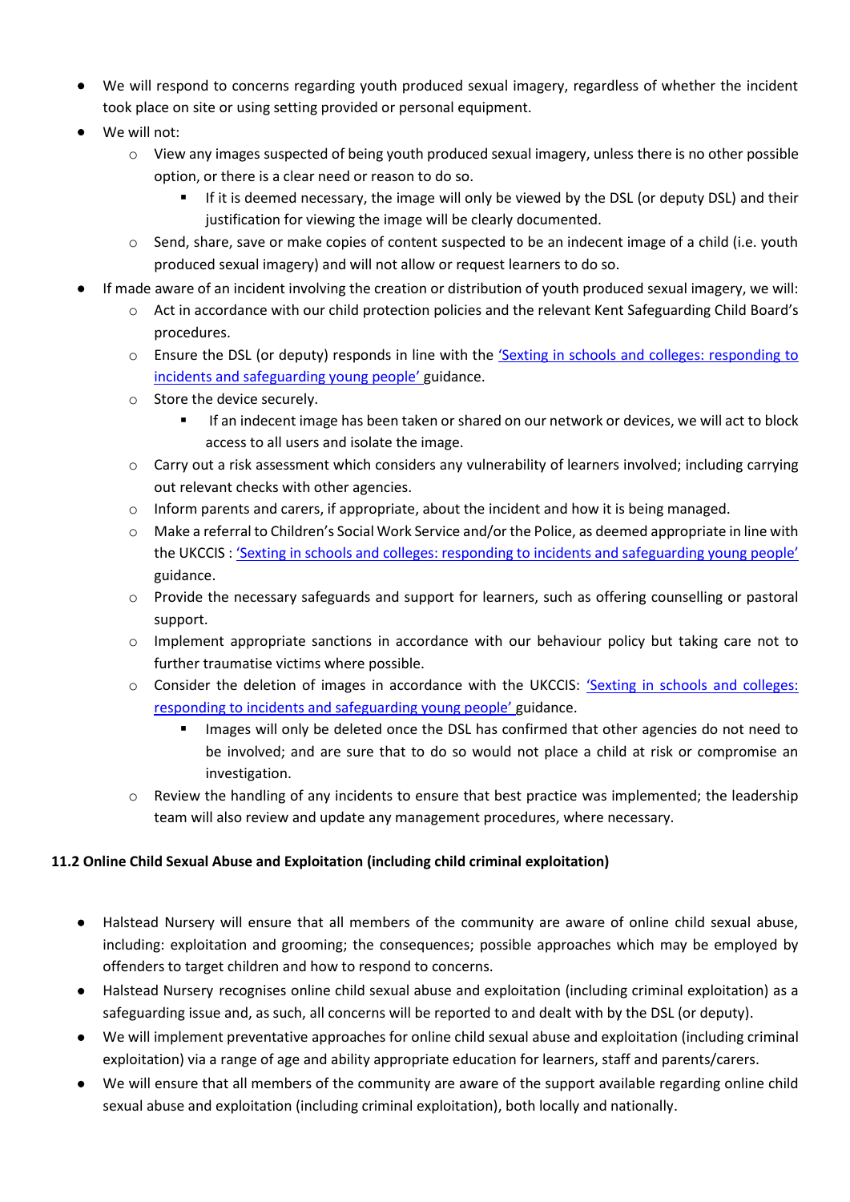- We will respond to concerns regarding youth produced sexual imagery, regardless of whether the incident took place on site or using setting provided or personal equipment.
- We will not:
  - View any images suspected of being youth produced sexual imagery, unless there is no other possible option, or there is a clear need or reason to do so.
    - If it is deemed necessary, the image will only be viewed by the DSL (or deputy DSL) and their justification for viewing the image will be clearly documented.
  - Send, share, save or make copies of content suspected to be an indecent image of a child (i.e. youth produced sexual imagery) and will not allow or request learners to do so.
- If made aware of an incident involving the creation or distribution of youth produced sexual imagery, we will:
  - Act in accordance with our child protection policies and the relevant Kent Safeguarding Child Board's procedures.
  - Ensure the DSL (or deputy) responds in line with the 'Sexting in schools and colleges: responding to incidents and safeguarding young people' guidance.
  - Store the device securely.
    - If an indecent image has been taken or shared on our network or devices, we will act to block access to all users and isolate the image.
  - Carry out a risk assessment which considers any vulnerability of learners involved; including carrying out relevant checks with other agencies.
  - Inform parents and carers, if appropriate, about the incident and how it is being managed.
  - Make a referral to Children's Social Work Service and/or the Police, as deemed appropriate in line with the UKCCIS : 'Sexting in schools and colleges: responding to incidents and safeguarding young people' guidance.
  - Provide the necessary safeguards and support for learners, such as offering counselling or pastoral support.
  - Implement appropriate sanctions in accordance with our behaviour policy but taking care not to further traumatise victims where possible.
  - Consider the deletion of images in accordance with the UKCCIS: 'Sexting in schools and colleges: responding to incidents and safeguarding young people' guidance.
    - Images will only be deleted once the DSL has confirmed that other agencies do not need to be involved; and are sure that to do so would not place a child at risk or compromise an investigation.
  - Review the handling of any incidents to ensure that best practice was implemented; the leadership team will also review and update any management procedures, where necessary.

### 11.2 Online Child Sexual Abuse and Exploitation (including child criminal exploitation)

- Halstead Nursery will ensure that all members of the community are aware of online child sexual abuse, including: exploitation and grooming; the consequences; possible approaches which may be employed by offenders to target children and how to respond to concerns.
- Halstead Nursery recognises online child sexual abuse and exploitation (including criminal exploitation) as a safeguarding issue and, as such, all concerns will be reported to and dealt with by the DSL (or deputy).
- We will implement preventative approaches for online child sexual abuse and exploitation (including criminal exploitation) via a range of age and ability appropriate education for learners, staff and parents/carers.
- We will ensure that all members of the community are aware of the support available regarding online child sexual abuse and exploitation (including criminal exploitation), both locally and nationally.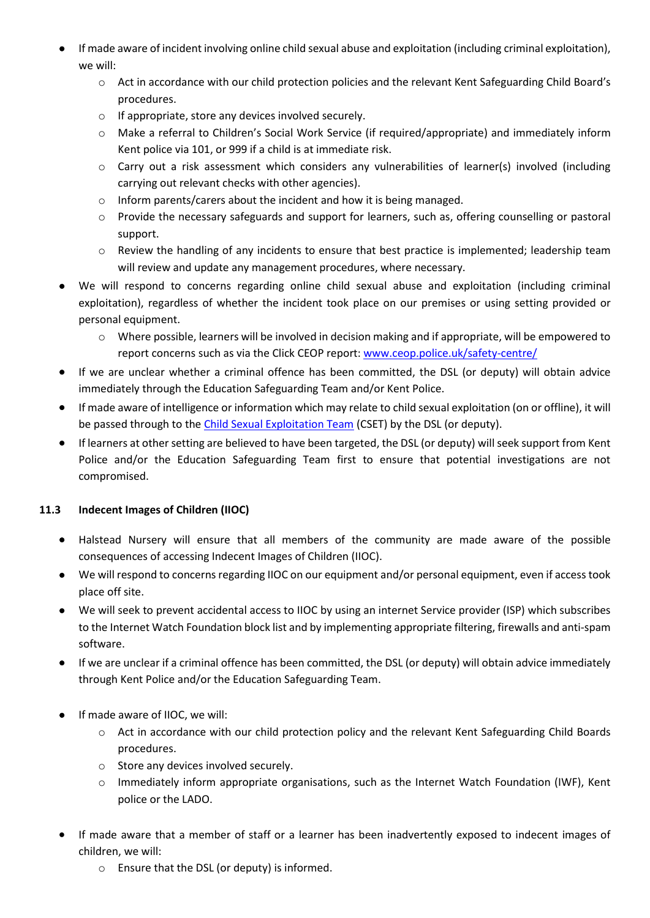- If made aware of incident involving online child sexual abuse and exploitation (including criminal exploitation), we will:
  - Act in accordance with our child protection policies and the relevant Kent Safeguarding Child Board's procedures.
  - If appropriate, store any devices involved securely.
  - Make a referral to Children's Social Work Service (if required/appropriate) and immediately inform Kent police via 101, or 999 if a child is at immediate risk.
  - Carry out a risk assessment which considers any vulnerabilities of learner(s) involved (including carrying out relevant checks with other agencies).
  - Inform parents/carers about the incident and how it is being managed.
  - Provide the necessary safeguards and support for learners, such as, offering counselling or pastoral support.
  - Review the handling of any incidents to ensure that best practice is implemented; leadership team will review and update any management procedures, where necessary.
- We will respond to concerns regarding online child sexual abuse and exploitation (including criminal exploitation), regardless of whether the incident took place on our premises or using setting provided or personal equipment.
  - Where possible, learners will be involved in decision making and if appropriate, will be empowered to report concerns such as via the Click CEOP report: [www.ceop.police.uk/safety-centre/](www.ceop.police.uk/safety-centre/)
- If we are unclear whether a criminal offence has been committed, the DSL (or deputy) will obtain advice immediately through the Education Safeguarding Team and/or Kent Police.
- If made aware of intelligence or information which may relate to child sexual exploitation (on or offline), it will be passed through to the Child Sexual Exploitation Team (CSET) by the DSL (or deputy).
- If learners at other setting are believed to have been targeted, the DSL (or deputy) will seek support from Kent Police and/or the Education Safeguarding Team first to ensure that potential investigations are not compromised.

### 11.3 Indecent Images of Children (IIOC)

- Halstead Nursery will ensure that all members of the community are made aware of the possible consequences of accessing Indecent Images of Children (IIOC).
- We will respond to concerns regarding IIOC on our equipment and/or personal equipment, even if access took place off site.
- We will seek to prevent accidental access to IIOC by using an internet Service provider (ISP) which subscribes to the Internet Watch Foundation block list and by implementing appropriate filtering, firewalls and anti-spam software.
- If we are unclear if a criminal offence has been committed, the DSL (or deputy) will obtain advice immediately through Kent Police and/or the Education Safeguarding Team.
- If made aware of IIOC, we will:
  - Act in accordance with our child protection policy and the relevant Kent Safeguarding Child Boards procedures.
  - Store any devices involved securely.
  - Immediately inform appropriate organisations, such as the Internet Watch Foundation (IWF), Kent police or the LADO.
- If made aware that a member of staff or a learner has been inadvertently exposed to indecent images of children, we will:
  - Ensure that the DSL (or deputy) is informed.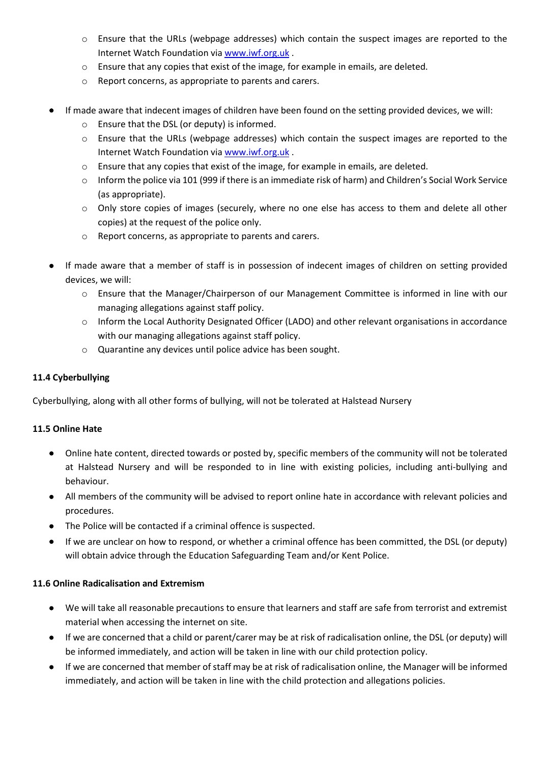- Ensure that the URLs (webpage addresses) which contain the suspect images are reported to the Internet Watch Foundation via [www.iwf.org.uk](http://www.iwf.org.uk) .
  - Ensure that any copies that exist of the image, for example in emails, are deleted.
  - Report concerns, as appropriate to parents and carers.

- If made aware that indecent images of children have been found on the setting provided devices, we will:
  - Ensure that the DSL (or deputy) is informed.
  - Ensure that the URLs (webpage addresses) which contain the suspect images are reported to the Internet Watch Foundation via [www.iwf.org.uk](http://www.iwf.org.uk) .
  - Ensure that any copies that exist of the image, for example in emails, are deleted.
  - Inform the police via 101 (999 if there is an immediate risk of harm) and Children's Social Work Service (as appropriate).
  - Only store copies of images (securely, where no one else has access to them and delete all other copies) at the request of the police only.
  - Report concerns, as appropriate to parents and carers.

- If made aware that a member of staff is in possession of indecent images of children on setting provided devices, we will:
  - Ensure that the Manager/Chairperson of our Management Committee is informed in line with our managing allegations against staff policy.
  - Inform the Local Authority Designated Officer (LADO) and other relevant organisations in accordance with our managing allegations against staff policy.
  - Quarantine any devices until police advice has been sought.

**11.4 Cyberbullying**

Cyberbullying, along with all other forms of bullying, will not be tolerated at Halstead Nursery

**11.5 Online Hate**

- Online hate content, directed towards or posted by, specific members of the community will not be tolerated at Halstead Nursery and will be responded to in line with existing policies, including anti-bullying and behaviour.
- All members of the community will be advised to report online hate in accordance with relevant policies and procedures.
- The Police will be contacted if a criminal offence is suspected.
- If we are unclear on how to respond, or whether a criminal offence has been committed, the DSL (or deputy) will obtain advice through the Education Safeguarding Team and/or Kent Police.

**11.6 Online Radicalisation and Extremism**

- We will take all reasonable precautions to ensure that learners and staff are safe from terrorist and extremist material when accessing the internet on site.
- If we are concerned that a child or parent/carer may be at risk of radicalisation online, the DSL (or deputy) will be informed immediately, and action will be taken in line with our child protection policy.
- If we are concerned that member of staff may be at risk of radicalisation online, the Manager will be informed immediately, and action will be taken in line with the child protection and allegations policies.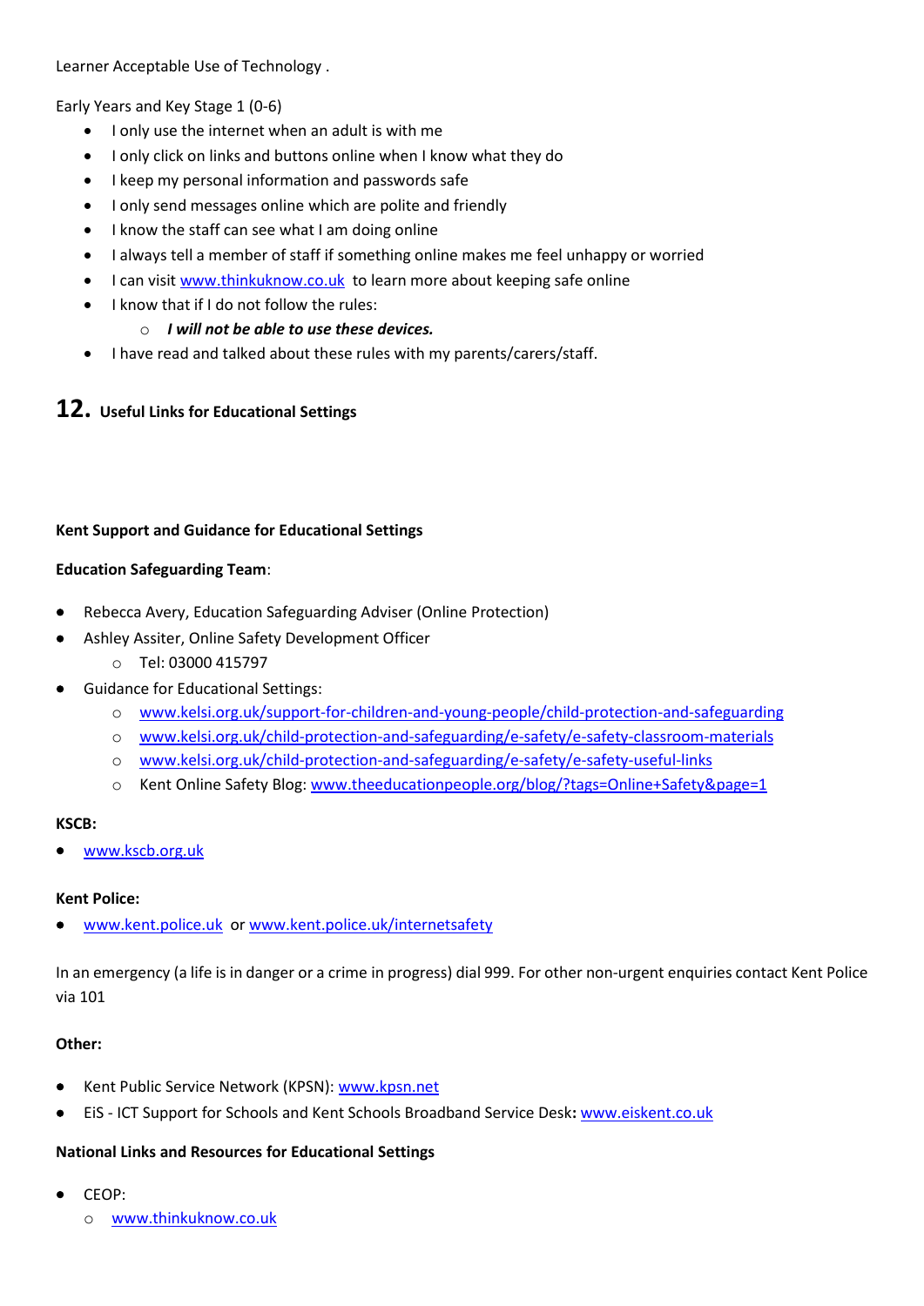Learner Acceptable Use of Technology .

Early Years and Key Stage 1 (0-6)

- I only use the internet when an adult is with me
- I only click on links and buttons online when I know what they do
- I keep my personal information and passwords safe
- I only send messages online which are polite and friendly
- I know the staff can see what I am doing online
- I always tell a member of staff if something online makes me feel unhappy or worried
- I can visit www.thinkuknow.co.uk to learn more about keeping safe online
- I know that if I do not follow the rules:
  - ***I will not be able to use these devices.***
- I have read and talked about these rules with my parents/carers/staff.

## 12. Useful Links for Educational Settings

**Kent Support and Guidance for Educational Settings**

**Education Safeguarding Team**:

- Rebecca Avery, Education Safeguarding Adviser (Online Protection)
- Ashley Assiter, Online Safety Development Officer
  - Tel: 03000 415797
- Guidance for Educational Settings:
  - www.kelsi.org.uk/support-for-children-and-young-people/child-protection-and-safeguarding
  - www.kelsi.org.uk/child-protection-and-safeguarding/e-safety/e-safety-classroom-materials
  - www.kelsi.org.uk/child-protection-and-safeguarding/e-safety/e-safety-useful-links
  - Kent Online Safety Blog: www.theeducationpeople.org/blog/?tags=Online+Safety&page=1

**KSCB:**

- www.kscb.org.uk

**Kent Police:**

- www.kent.police.uk or www.kent.police.uk/internetsafety

In an emergency (a life is in danger or a crime in progress) dial 999. For other non-urgent enquiries contact Kent Police via 101

**Other:**

- Kent Public Service Network (KPSN): www.kpsn.net
- EiS - ICT Support for Schools and Kent Schools Broadband Service Desk**:** www.eiskent.co.uk

**National Links and Resources for Educational Settings**

- CEOP:
  - www.thinkuknow.co.uk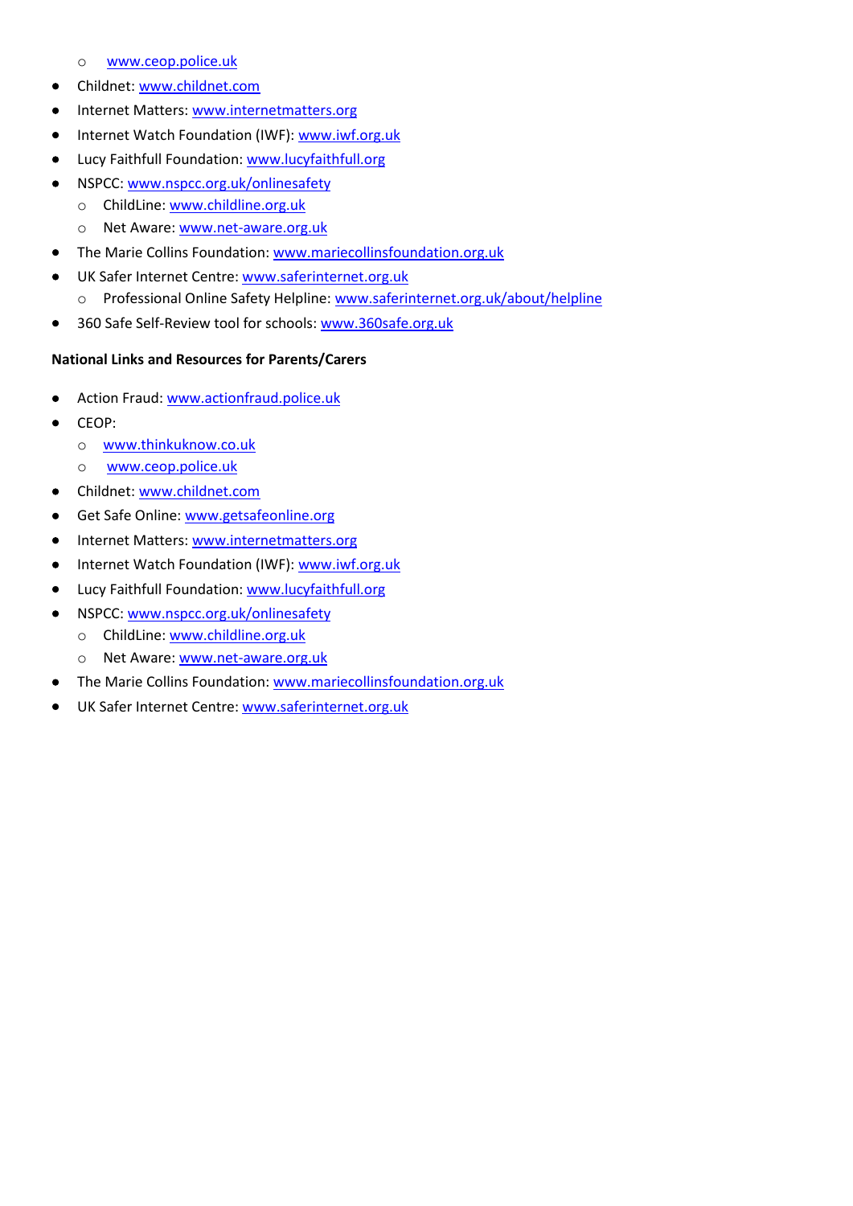- www.ceop.police.uk
- Childnet: www.childnet.com
- Internet Matters: www.internetmatters.org
- Internet Watch Foundation (IWF): www.iwf.org.uk
- Lucy Faithfull Foundation: www.lucyfaithfull.org
- NSPCC: www.nspcc.org.uk/onlinesafety
  - ChildLine: www.childline.org.uk
  - Net Aware: www.net-aware.org.uk
- The Marie Collins Foundation: www.mariecollinsfoundation.org.uk
- UK Safer Internet Centre: www.saferinternet.org.uk
  - Professional Online Safety Helpline: www.saferinternet.org.uk/about/helpline
- 360 Safe Self-Review tool for schools: www.360safe.org.uk

**National Links and Resources for Parents/Carers**

- Action Fraud: www.actionfraud.police.uk
- CEOP:
  - www.thinkuknow.co.uk
  - www.ceop.police.uk
- Childnet: www.childnet.com
- Get Safe Online: www.getsafeonline.org
- Internet Matters: www.internetmatters.org
- Internet Watch Foundation (IWF): www.iwf.org.uk
- Lucy Faithfull Foundation: www.lucyfaithfull.org
- NSPCC: www.nspcc.org.uk/onlinesafety
  - ChildLine: www.childline.org.uk
  - Net Aware: www.net-aware.org.uk
- The Marie Collins Foundation: www.mariecollinsfoundation.org.uk
- UK Safer Internet Centre: www.saferinternet.org.uk